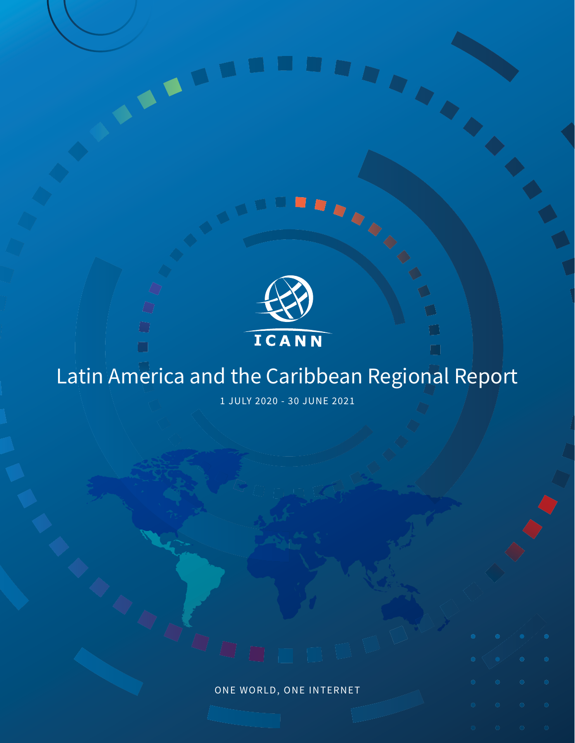ICANN

# Latin America and the Caribbean Regional Report

1 JULY 2020 - 30 JUNE 2021

ONE WORLD, ONE INTERNET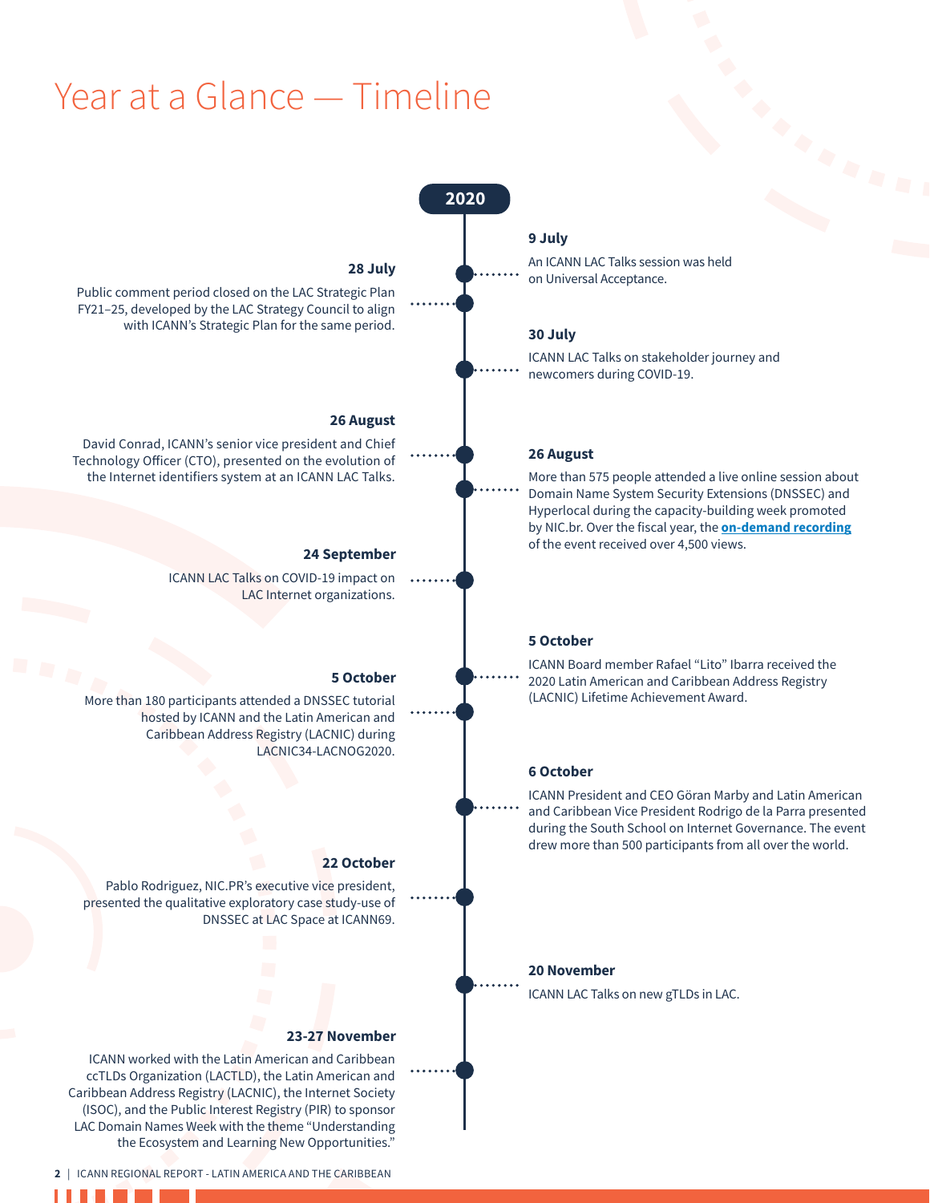# Year at a Glance — Timeline

## 2020

**9 July**

An ICANN LAC Talks session was held on Universal Acceptance.

**28 July**

Public comment period closed on the LAC Strategic Plan FY21–25, developed by the LAC Strategy Council to align with ICANN's Strategic Plan for the same period.

**30 July**

ICANN LAC Talks on stakeholder journey and newcomers during COVID-19.

**26 August**

David Conrad, ICANN's senior vice president and Chief Technology Officer (CTO), presented on the evolution of the Internet identifiers system at an ICANN LAC Talks.

**26 August**

More than 575 people attended a live online session about Domain Name System Security Extensions (DNSSEC) and Hyperlocal during the capacity-building week promoted by NIC.br. Over the fiscal year, the **on-demand recording** of the event received over 4,500 views.

**24 September**

ICANN LAC Talks on COVID-19 impact on LAC Internet organizations.

**5 October**

ICANN Board member Rafael "Lito" Ibarra received the 2020 Latin American and Caribbean Address Registry (LACNIC) Lifetime Achievement Award.

**5 October**

More than 180 participants attended a DNSSEC tutorial hosted by ICANN and the Latin American and Caribbean Address Registry (LACNIC) during LACNIC34-LACNOG2020.

**6 October**

ICANN President and CEO Göran Marby and Latin American and Caribbean Vice President Rodrigo de la Parra presented during the South School on Internet Governance. The event drew more than 500 participants from all over the world.

**22 October**

Pablo Rodriguez, NIC.PR's executive vice president, presented the qualitative exploratory case study-use of DNSSEC at LAC Space at ICANN69.

**20 November**

ICANN LAC Talks on new gTLDs in LAC.

**23-27 November**

ICANN worked with the Latin American and Caribbean ccTLDs Organization (LACTLD), the Latin American and Caribbean Address Registry (LACNIC), the Internet Society (ISOC), and the Public Interest Registry (PIR) to sponsor LAC Domain Names Week with the theme "Understanding the Ecosystem and Learning New Opportunities."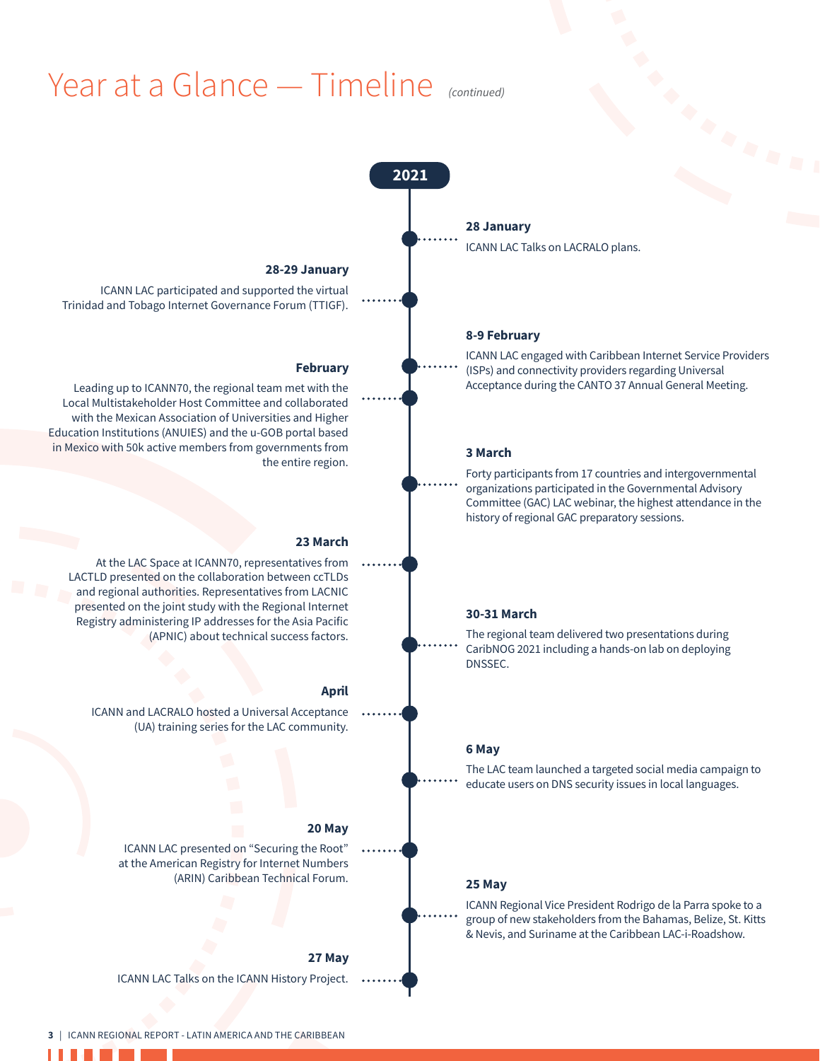# Year at a Glance — Timeline *(continued)*

## 2021

**28 January**

ICANN LAC Talks on LACRALO plans.

**28-29 January**

ICANN LAC participated and supported the virtual Trinidad and Tobago Internet Governance Forum (TTIGF).

**8-9 February**

ICANN LAC engaged with Caribbean Internet Service Providers (ISPs) and connectivity providers regarding Universal Acceptance during the CANTO 37 Annual General Meeting.

**February**

Leading up to ICANN70, the regional team met with the Local Multistakeholder Host Committee and collaborated with the Mexican Association of Universities and Higher Education Institutions (ANUIES) and the u-GOB portal based in Mexico with 50k active members from governments from the entire region.

**3 March**

Forty participants from 17 countries and intergovernmental organizations participated in the Governmental Advisory Committee (GAC) LAC webinar, the highest attendance in the history of regional GAC preparatory sessions.

**23 March**

At the LAC Space at ICANN70, representatives from LACTLD presented on the collaboration between ccTLDs and regional authorities. Representatives from LACNIC presented on the joint study with the Regional Internet Registry administering IP addresses for the Asia Pacific (APNIC) about technical success factors.

**30-31 March**

The regional team delivered two presentations during CaribNOG 2021 including a hands-on lab on deploying DNSSEC.

**April**

ICANN and LACRALO hosted a Universal Acceptance (UA) training series for the LAC community.

**6 May**

The LAC team launched a targeted social media campaign to educate users on DNS security issues in local languages.

**20 May**

ICANN LAC presented on "Securing the Root" at the American Registry for Internet Numbers (ARIN) Caribbean Technical Forum.

**25 May**

ICANN Regional Vice President Rodrigo de la Parra spoke to a group of new stakeholders from the Bahamas, Belize, St. Kitts & Nevis, and Suriname at the Caribbean LAC-i-Roadshow.

**27 May**

ICANN LAC Talks on the ICANN History Project.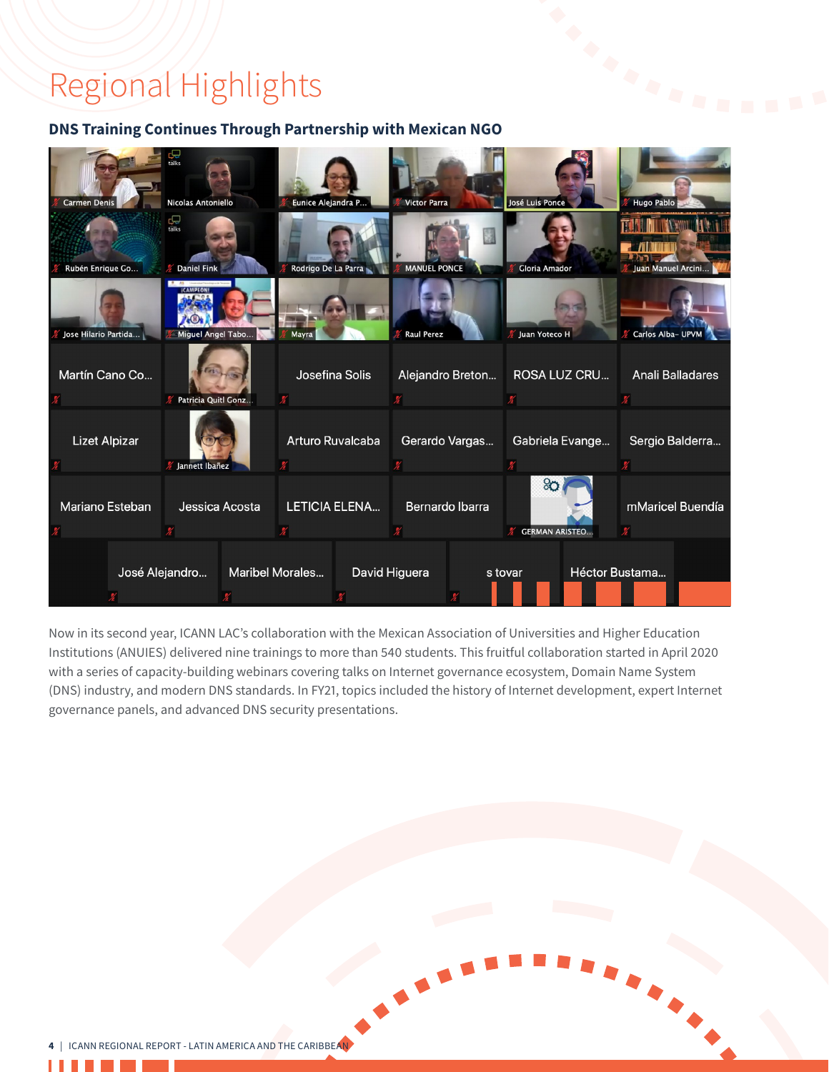# Regional Highlights

## DNS Training Continues Through Partnership with Mexican NGO

Now in its second year, ICANN LAC's collaboration with the Mexican Association of Universities and Higher Education Institutions (ANUIES) delivered nine trainings to more than 540 students. This fruitful collaboration started in April 2020 with a series of capacity-building webinars covering talks on Internet governance ecosystem, Domain Name System (DNS) industry, and modern DNS standards. In FY21, topics included the history of Internet development, expert Internet governance panels, and advanced DNS security presentations.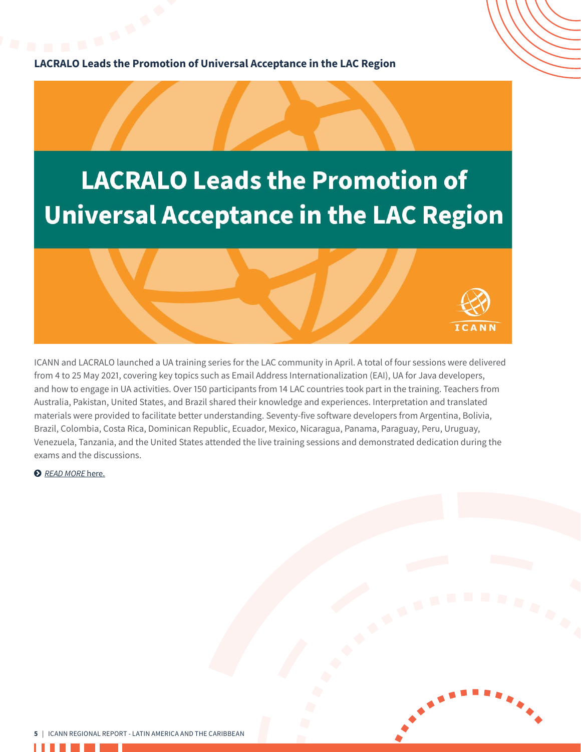## LACRALO Leads the Promotion of Universal Acceptance in the LAC Region

LACRALO Leads the Promotion of Universal Acceptance in the LAC Region

ICANN

ICANN and LACRALO launched a UA training series for the LAC community in April. A total of four sessions were delivered from 4 to 25 May 2021, covering key topics such as Email Address Internationalization (EAI), UA for Java developers, and how to engage in UA activities. Over 150 participants from 14 LAC countries took part in the training. Teachers from Australia, Pakistan, United States, and Brazil shared their knowledge and experiences. Interpretation and translated materials were provided to facilitate better understanding. Seventy-five software developers from Argentina, Bolivia, Brazil, Colombia, Costa Rica, Dominican Republic, Ecuador, Mexico, Nicaragua, Panama, Paraguay, Peru, Uruguay, Venezuela, Tanzania, and the United States attended the live training sessions and demonstrated dedication during the exams and the discussions.

*READ MORE* here.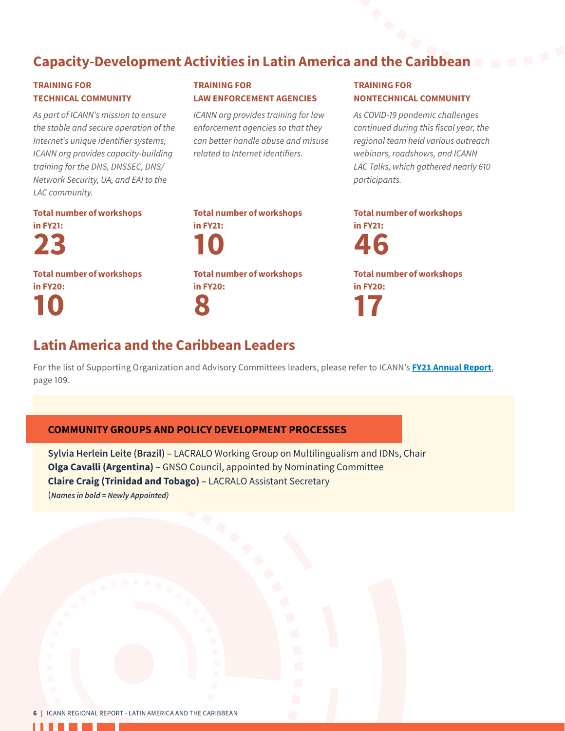## Capacity-Development Activities in Latin America and the Caribbean

### TRAINING FOR TECHNICAL COMMUNITY

*As part of ICANN's mission to ensure the stable and secure operation of the Internet's unique identifier systems, ICANN org provides capacity-building training for the DNS, DNSSEC, DNS/Network Security, UA, and EAI to the LAC community.*

**Total number of workshops in FY21:**

**23**

**Total number of workshops in FY20:**

**10**

### TRAINING FOR LAW ENFORCEMENT AGENCIES

*ICANN org provides training for law enforcement agencies so that they can better handle abuse and misuse related to Internet identifiers.*

**Total number of workshops in FY21:**

**10**

**Total number of workshops in FY20:**

**8**

### TRAINING FOR NONTECHNICAL COMMUNITY

*As COVID-19 pandemic challenges continued during this fiscal year, the regional team held various outreach webinars, roadshows, and ICANN LAC Talks, which gathered nearly 610 participants.*

**Total number of workshops in FY21:**

**46**

**Total number of workshops in FY20:**

**17**

## Latin America and the Caribbean Leaders

For the list of Supporting Organization and Advisory Committees leaders, please refer to ICANN's **FY21 Annual Report**, page 109.

### COMMUNITY GROUPS AND POLICY DEVELOPMENT PROCESSES

**Sylvia Herlein Leite (Brazil)** – LACRALO Working Group on Multilingualism and IDNs, Chair
**Olga Cavalli (Argentina)** – GNSO Council, appointed by Nominating Committee
**Claire Craig (Trinidad and Tobago)** – LACRALO Assistant Secretary
(***Names in bold = Newly Appointed)***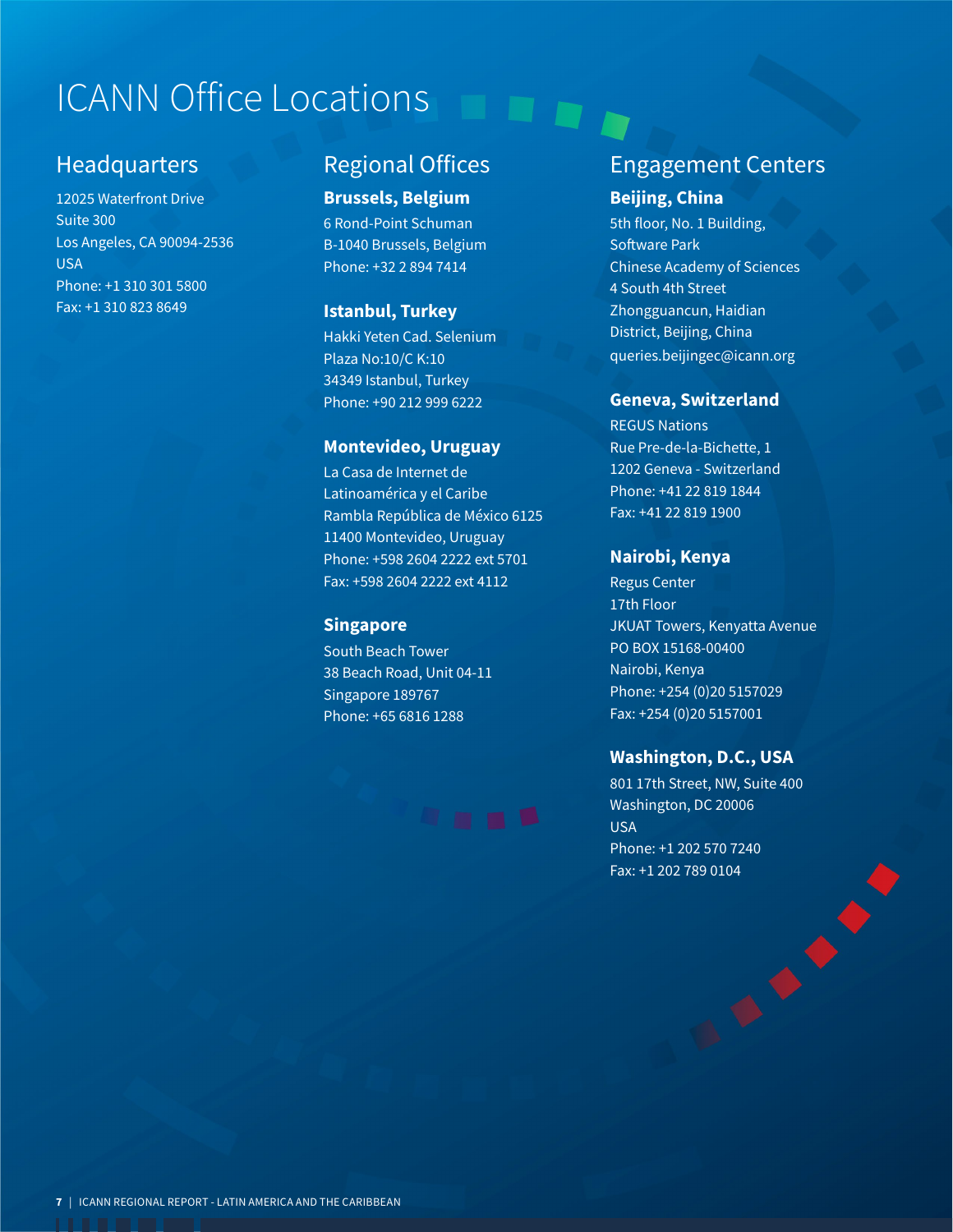# ICANN Office Locations

## Headquarters

12025 Waterfront Drive
Suite 300
Los Angeles, CA 90094-2536
USA
Phone: +1 310 301 5800
Fax: +1 310 823 8649

## Regional Offices

### Brussels, Belgium

6 Rond-Point Schuman
B-1040 Brussels, Belgium
Phone: +32 2 894 7414

### Istanbul, Turkey

Hakki Yeten Cad. Selenium
Plaza No:10/C K:10
34349 Istanbul, Turkey
Phone: +90 212 999 6222

### Montevideo, Uruguay

La Casa de Internet de
Latinoamérica y el Caribe
Rambla República de México 6125
11400 Montevideo, Uruguay
Phone: +598 2604 2222 ext 5701
Fax: +598 2604 2222 ext 4112

### Singapore

South Beach Tower
38 Beach Road, Unit 04-11
Singapore 189767
Phone: +65 6816 1288

## Engagement Centers

### Beijing, China

5th floor, No. 1 Building,
Software Park
Chinese Academy of Sciences
4 South 4th Street
Zhongguancun, Haidian
District, Beijing, China
queries.beijingec@icann.org

### Geneva, Switzerland

REGUS Nations
Rue Pre-de-la-Bichette, 1
1202 Geneva - Switzerland
Phone: +41 22 819 1844
Fax: +41 22 819 1900

### Nairobi, Kenya

Regus Center
17th Floor
JKUAT Towers, Kenyatta Avenue
PO BOX 15168-00400
Nairobi, Kenya
Phone: +254 (0)20 5157029
Fax: +254 (0)20 5157001

### Washington, D.C., USA

801 17th Street, NW, Suite 400
Washington, DC 20006
USA
Phone: +1 202 570 7240
Fax: +1 202 789 0104